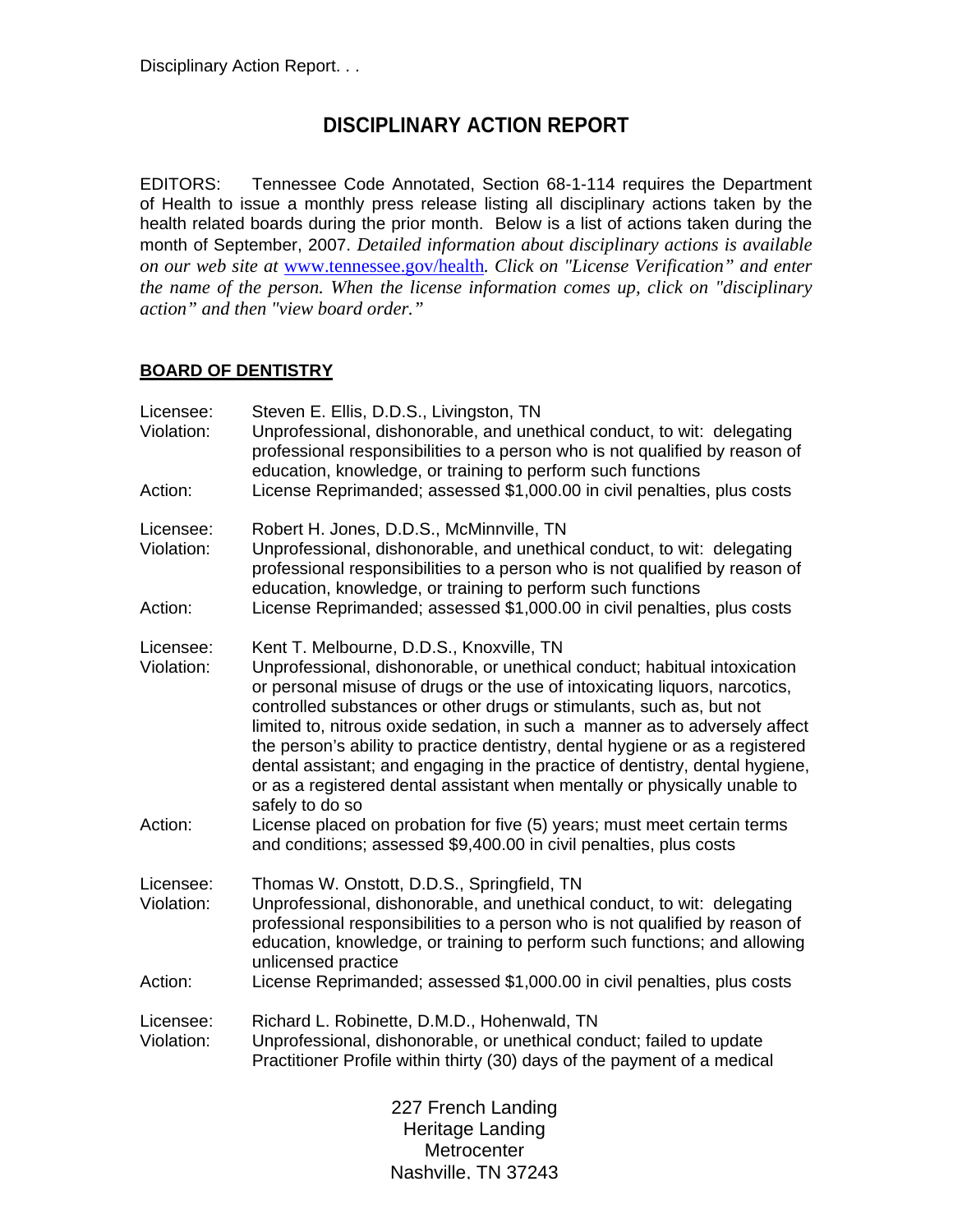# DISCIPLINARY ACTION REPORT

EDITORS: Tennessee Code Annotated, Section 68-1-114 requires the Department of Health to issue a monthly press release listing all disciplinary actions taken by the health related boards during the prior month. Below is a list of actions taken during the month of September, 2007. *Detailed information about disciplinary actions is available on our web site at* [www.tennessee.gov/health](http://www.tennessee.gov/health)*. Click on "License Verification" and enter the name of the person. When the license information comes up, click on "disciplinary action" and then "view board order."*

## BOARD OF DENTISTRY

Licensee: Steven E. Ellis, D.D.S., Livingston, TN
Violation: Unprofessional, dishonorable, and unethical conduct, to wit: delegating professional responsibilities to a person who is not qualified by reason of education, knowledge, or training to perform such functions
Action: License Reprimanded; assessed $1,000.00 in civil penalties, plus costs

Licensee: Robert H. Jones, D.D.S., McMinnville, TN
Violation: Unprofessional, dishonorable, and unethical conduct, to wit: delegating professional responsibilities to a person who is not qualified by reason of education, knowledge, or training to perform such functions
Action: License Reprimanded; assessed $1,000.00 in civil penalties, plus costs

Licensee: Kent T. Melbourne, D.D.S., Knoxville, TN
Violation: Unprofessional, dishonorable, or unethical conduct; habitual intoxication or personal misuse of drugs or the use of intoxicating liquors, narcotics, controlled substances or other drugs or stimulants, such as, but not limited to, nitrous oxide sedation, in such a manner as to adversely affect the person's ability to practice dentistry, dental hygiene or as a registered dental assistant; and engaging in the practice of dentistry, dental hygiene, or as a registered dental assistant when mentally or physically unable to safely to do so
Action: License placed on probation for five (5) years; must meet certain terms and conditions; assessed $9,400.00 in civil penalties, plus costs

Licensee: Thomas W. Onstott, D.D.S., Springfield, TN
Violation: Unprofessional, dishonorable, and unethical conduct, to wit: delegating professional responsibilities to a person who is not qualified by reason of education, knowledge, or training to perform such functions; and allowing unlicensed practice
Action: License Reprimanded; assessed $1,000.00 in civil penalties, plus costs

Licensee: Richard L. Robinette, D.M.D., Hohenwald, TN
Violation: Unprofessional, dishonorable, or unethical conduct; failed to update Practitioner Profile within thirty (30) days of the payment of a medical

227 French Landing
Heritage Landing
Metrocenter
Nashville, TN 37243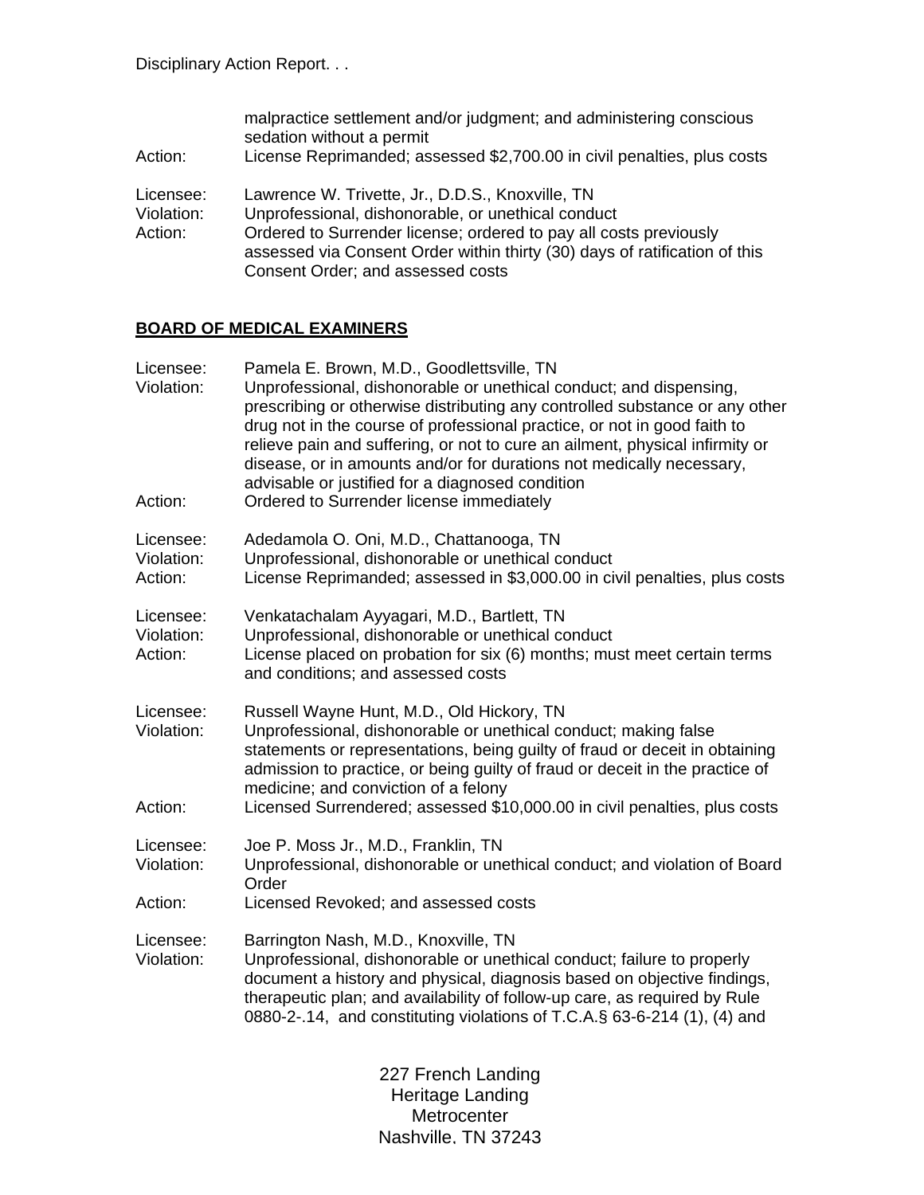malpractice settlement and/or judgment; and administering conscious sedation without a permit

Action: License Reprimanded; assessed $2,700.00 in civil penalties, plus costs

Licensee: Lawrence W. Trivette, Jr., D.D.S., Knoxville, TN
Violation: Unprofessional, dishonorable, or unethical conduct
Action: Ordered to Surrender license; ordered to pay all costs previously assessed via Consent Order within thirty (30) days of ratification of this Consent Order; and assessed costs

## BOARD OF MEDICAL EXAMINERS

Licensee: Pamela E. Brown, M.D., Goodlettsville, TN
Violation: Unprofessional, dishonorable or unethical conduct; and dispensing, prescribing or otherwise distributing any controlled substance or any other drug not in the course of professional practice, or not in good faith to relieve pain and suffering, or not to cure an ailment, physical infirmity or disease, or in amounts and/or for durations not medically necessary, advisable or justified for a diagnosed condition
Action: Ordered to Surrender license immediately

Licensee: Adedamola O. Oni, M.D., Chattanooga, TN
Violation: Unprofessional, dishonorable or unethical conduct
Action: License Reprimanded; assessed in $3,000.00 in civil penalties, plus costs

Licensee: Venkatachalam Ayyagari, M.D., Bartlett, TN
Violation: Unprofessional, dishonorable or unethical conduct
Action: License placed on probation for six (6) months; must meet certain terms and conditions; and assessed costs

Licensee: Russell Wayne Hunt, M.D., Old Hickory, TN
Violation: Unprofessional, dishonorable or unethical conduct; making false statements or representations, being guilty of fraud or deceit in obtaining admission to practice, or being guilty of fraud or deceit in the practice of medicine; and conviction of a felony
Action: Licensed Surrendered; assessed $10,000.00 in civil penalties, plus costs

Licensee: Joe P. Moss Jr., M.D., Franklin, TN
Violation: Unprofessional, dishonorable or unethical conduct; and violation of Board Order
Action: Licensed Revoked; and assessed costs

Licensee: Barrington Nash, M.D., Knoxville, TN
Violation: Unprofessional, dishonorable or unethical conduct; failure to properly document a history and physical, diagnosis based on objective findings, therapeutic plan; and availability of follow-up care, as required by Rule 0880-2-.14, and constituting violations of T.C.A.§ 63-6-214 (1), (4) and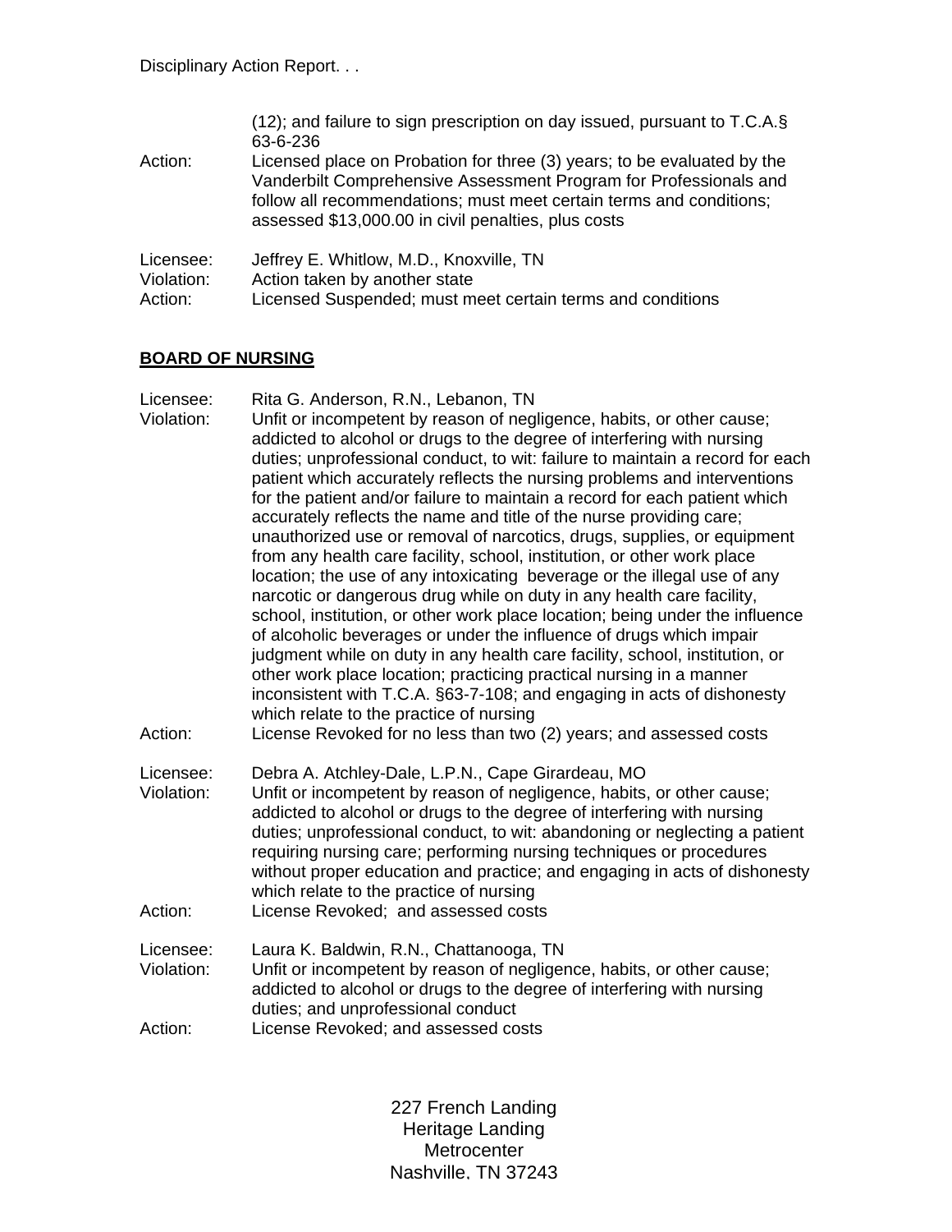(12); and failure to sign prescription on day issued, pursuant to T.C.A.§ 63-6-236

Action: Licensed place on Probation for three (3) years; to be evaluated by the Vanderbilt Comprehensive Assessment Program for Professionals and follow all recommendations; must meet certain terms and conditions; assessed $13,000.00 in civil penalties, plus costs

Licensee: Jeffrey E. Whitlow, M.D., Knoxville, TN
Violation: Action taken by another state
Action: Licensed Suspended; must meet certain terms and conditions

## BOARD OF NURSING

Licensee: Rita G. Anderson, R.N., Lebanon, TN
Violation: Unfit or incompetent by reason of negligence, habits, or other cause; addicted to alcohol or drugs to the degree of interfering with nursing duties; unprofessional conduct, to wit: failure to maintain a record for each patient which accurately reflects the nursing problems and interventions for the patient and/or failure to maintain a record for each patient which accurately reflects the name and title of the nurse providing care; unauthorized use or removal of narcotics, drugs, supplies, or equipment from any health care facility, school, institution, or other work place location; the use of any intoxicating beverage or the illegal use of any narcotic or dangerous drug while on duty in any health care facility, school, institution, or other work place location; being under the influence of alcoholic beverages or under the influence of drugs which impair judgment while on duty in any health care facility, school, institution, or other work place location; practicing practical nursing in a manner inconsistent with T.C.A. §63-7-108; and engaging in acts of dishonesty which relate to the practice of nursing
Action: License Revoked for no less than two (2) years; and assessed costs

Licensee: Debra A. Atchley-Dale, L.P.N., Cape Girardeau, MO
Violation: Unfit or incompetent by reason of negligence, habits, or other cause; addicted to alcohol or drugs to the degree of interfering with nursing duties; unprofessional conduct, to wit: abandoning or neglecting a patient requiring nursing care; performing nursing techniques or procedures without proper education and practice; and engaging in acts of dishonesty which relate to the practice of nursing
Action: License Revoked; and assessed costs

Licensee: Laura K. Baldwin, R.N., Chattanooga, TN
Violation: Unfit or incompetent by reason of negligence, habits, or other cause; addicted to alcohol or drugs to the degree of interfering with nursing duties; and unprofessional conduct
Action: License Revoked; and assessed costs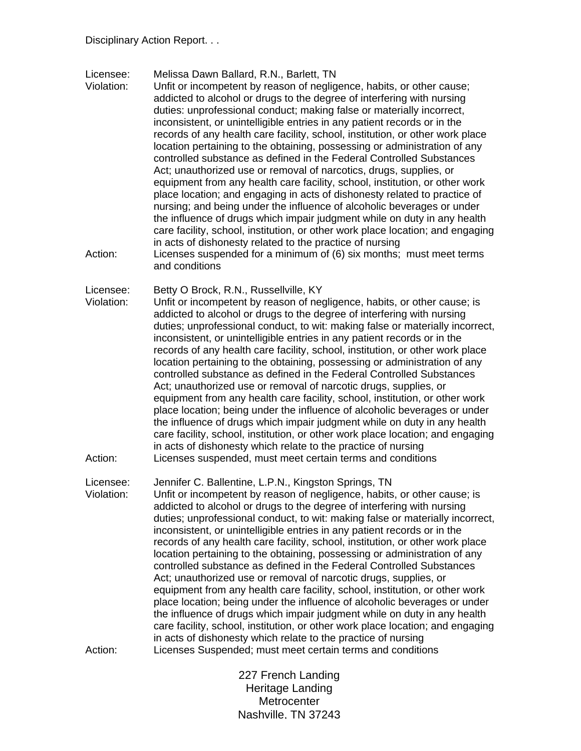Disciplinary Action Report. . .

Licensee: Melissa Dawn Ballard, R.N., Barlett, TN

Violation: Unfit or incompetent by reason of negligence, habits, or other cause; addicted to alcohol or drugs to the degree of interfering with nursing duties: unprofessional conduct; making false or materially incorrect, inconsistent, or unintelligible entries in any patient records or in the records of any health care facility, school, institution, or other work place location pertaining to the obtaining, possessing or administration of any controlled substance as defined in the Federal Controlled Substances Act; unauthorized use or removal of narcotics, drugs, supplies, or equipment from any health care facility, school, institution, or other work place location; and engaging in acts of dishonesty related to practice of nursing; and being under the influence of alcoholic beverages or under the influence of drugs which impair judgment while on duty in any health care facility, school, institution, or other work place location; and engaging in acts of dishonesty related to the practice of nursing

Action: Licenses suspended for a minimum of (6) six months; must meet terms and conditions

Licensee: Betty O Brock, R.N., Russellville, KY

Violation: Unfit or incompetent by reason of negligence, habits, or other cause; is addicted to alcohol or drugs to the degree of interfering with nursing duties; unprofessional conduct, to wit: making false or materially incorrect, inconsistent, or unintelligible entries in any patient records or in the records of any health care facility, school, institution, or other work place location pertaining to the obtaining, possessing or administration of any controlled substance as defined in the Federal Controlled Substances Act; unauthorized use or removal of narcotic drugs, supplies, or equipment from any health care facility, school, institution, or other work place location; being under the influence of alcoholic beverages or under the influence of drugs which impair judgment while on duty in any health care facility, school, institution, or other work place location; and engaging in acts of dishonesty which relate to the practice of nursing

Action: Licenses suspended, must meet certain terms and conditions

Licensee: Jennifer C. Ballentine, L.P.N., Kingston Springs, TN

Violation: Unfit or incompetent by reason of negligence, habits, or other cause; is addicted to alcohol or drugs to the degree of interfering with nursing duties; unprofessional conduct, to wit: making false or materially incorrect, inconsistent, or unintelligible entries in any patient records or in the records of any health care facility, school, institution, or other work place location pertaining to the obtaining, possessing or administration of any controlled substance as defined in the Federal Controlled Substances Act; unauthorized use or removal of narcotic drugs, supplies, or equipment from any health care facility, school, institution, or other work place location; being under the influence of alcoholic beverages or under the influence of drugs which impair judgment while on duty in any health care facility, school, institution, or other work place location; and engaging in acts of dishonesty which relate to the practice of nursing

Action: Licenses Suspended; must meet certain terms and conditions

227 French Landing
Heritage Landing
Metrocenter
Nashville, TN 37243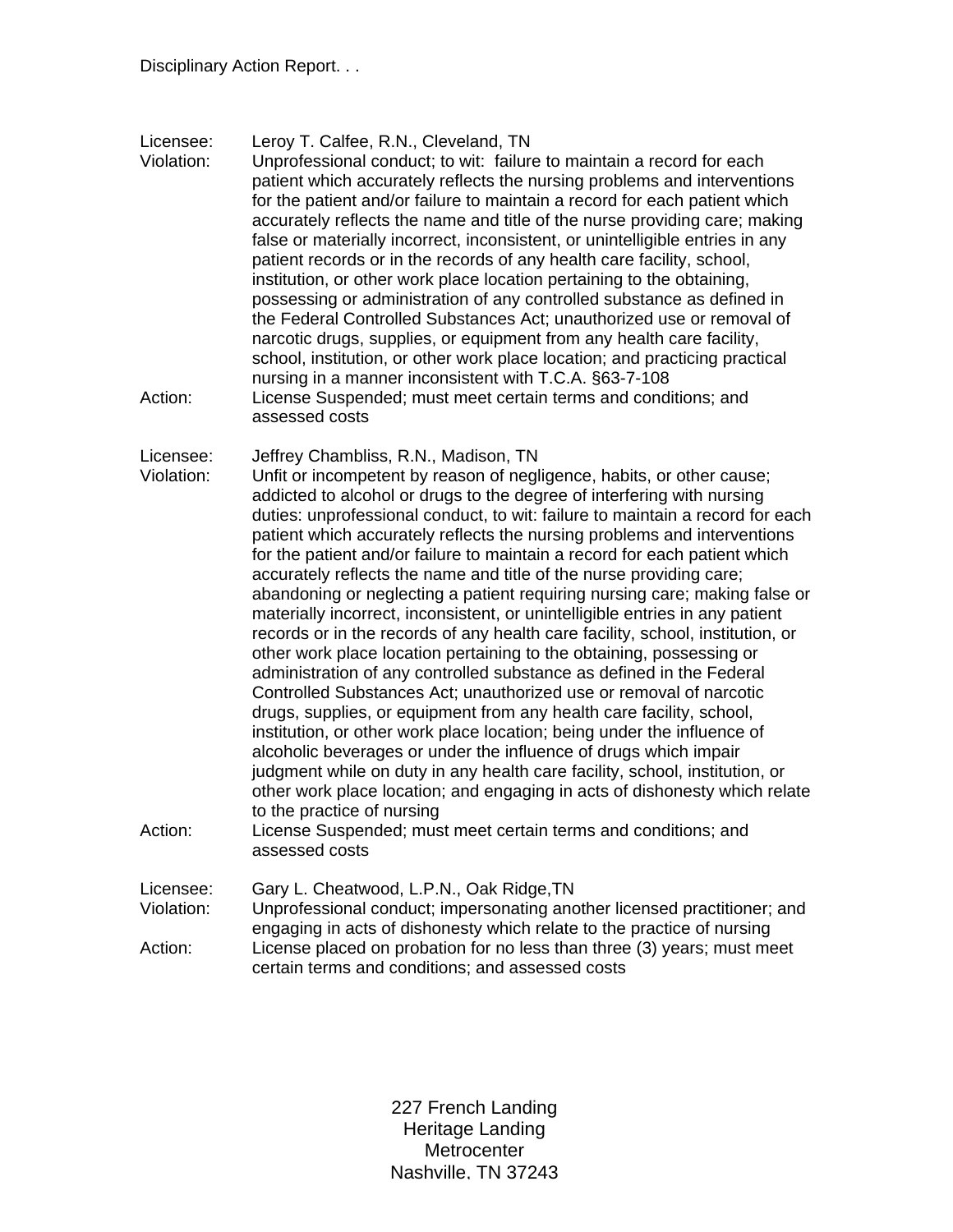Licensee: Leroy T. Calfee, R.N., Cleveland, TN
Violation: Unprofessional conduct; to wit: failure to maintain a record for each patient which accurately reflects the nursing problems and interventions for the patient and/or failure to maintain a record for each patient which accurately reflects the name and title of the nurse providing care; making false or materially incorrect, inconsistent, or unintelligible entries in any patient records or in the records of any health care facility, school, institution, or other work place location pertaining to the obtaining, possessing or administration of any controlled substance as defined in the Federal Controlled Substances Act; unauthorized use or removal of narcotic drugs, supplies, or equipment from any health care facility, school, institution, or other work place location; and practicing practical nursing in a manner inconsistent with T.C.A. §63-7-108
Action: License Suspended; must meet certain terms and conditions; and assessed costs

Licensee: Jeffrey Chambliss, R.N., Madison, TN
Violation: Unfit or incompetent by reason of negligence, habits, or other cause; addicted to alcohol or drugs to the degree of interfering with nursing duties: unprofessional conduct, to wit: failure to maintain a record for each patient which accurately reflects the nursing problems and interventions for the patient and/or failure to maintain a record for each patient which accurately reflects the name and title of the nurse providing care; abandoning or neglecting a patient requiring nursing care; making false or materially incorrect, inconsistent, or unintelligible entries in any patient records or in the records of any health care facility, school, institution, or other work place location pertaining to the obtaining, possessing or administration of any controlled substance as defined in the Federal Controlled Substances Act; unauthorized use or removal of narcotic drugs, supplies, or equipment from any health care facility, school, institution, or other work place location; being under the influence of alcoholic beverages or under the influence of drugs which impair judgment while on duty in any health care facility, school, institution, or other work place location; and engaging in acts of dishonesty which relate to the practice of nursing
Action: License Suspended; must meet certain terms and conditions; and assessed costs

Licensee: Gary L. Cheatwood, L.P.N., Oak Ridge,TN
Violation: Unprofessional conduct; impersonating another licensed practitioner; and engaging in acts of dishonesty which relate to the practice of nursing
Action: License placed on probation for no less than three (3) years; must meet certain terms and conditions; and assessed costs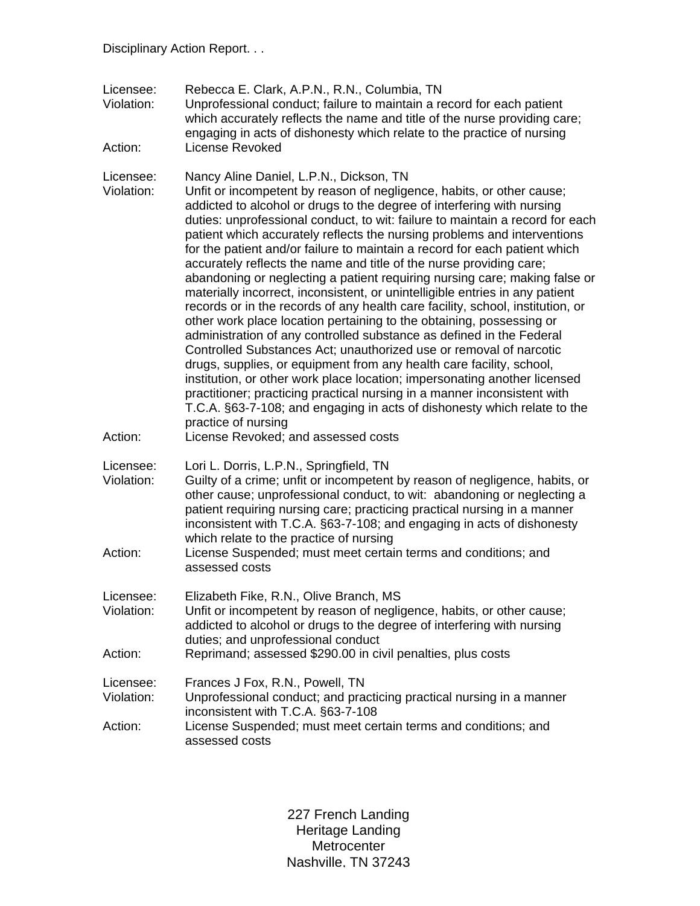Disciplinary Action Report. . .

Licensee: Rebecca E. Clark, A.P.N., R.N., Columbia, TN
Violation: Unprofessional conduct; failure to maintain a record for each patient which accurately reflects the name and title of the nurse providing care; engaging in acts of dishonesty which relate to the practice of nursing
Action: License Revoked

Licensee: Nancy Aline Daniel, L.P.N., Dickson, TN
Violation: Unfit or incompetent by reason of negligence, habits, or other cause; addicted to alcohol or drugs to the degree of interfering with nursing duties: unprofessional conduct, to wit: failure to maintain a record for each patient which accurately reflects the nursing problems and interventions for the patient and/or failure to maintain a record for each patient which accurately reflects the name and title of the nurse providing care; abandoning or neglecting a patient requiring nursing care; making false or materially incorrect, inconsistent, or unintelligible entries in any patient records or in the records of any health care facility, school, institution, or other work place location pertaining to the obtaining, possessing or administration of any controlled substance as defined in the Federal Controlled Substances Act; unauthorized use or removal of narcotic drugs, supplies, or equipment from any health care facility, school, institution, or other work place location; impersonating another licensed practitioner; practicing practical nursing in a manner inconsistent with T.C.A. §63-7-108; and engaging in acts of dishonesty which relate to the practice of nursing
Action: License Revoked; and assessed costs

Licensee: Lori L. Dorris, L.P.N., Springfield, TN
Violation: Guilty of a crime; unfit or incompetent by reason of negligence, habits, or other cause; unprofessional conduct, to wit: abandoning or neglecting a patient requiring nursing care; practicing practical nursing in a manner inconsistent with T.C.A. §63-7-108; and engaging in acts of dishonesty which relate to the practice of nursing
Action: License Suspended; must meet certain terms and conditions; and assessed costs

Licensee: Elizabeth Fike, R.N., Olive Branch, MS
Violation: Unfit or incompetent by reason of negligence, habits, or other cause; addicted to alcohol or drugs to the degree of interfering with nursing duties; and unprofessional conduct
Action: Reprimand; assessed $290.00 in civil penalties, plus costs

Licensee: Frances J Fox, R.N., Powell, TN
Violation: Unprofessional conduct; and practicing practical nursing in a manner inconsistent with T.C.A. §63-7-108
Action: License Suspended; must meet certain terms and conditions; and assessed costs

227 French Landing
Heritage Landing
Metrocenter
Nashville, TN 37243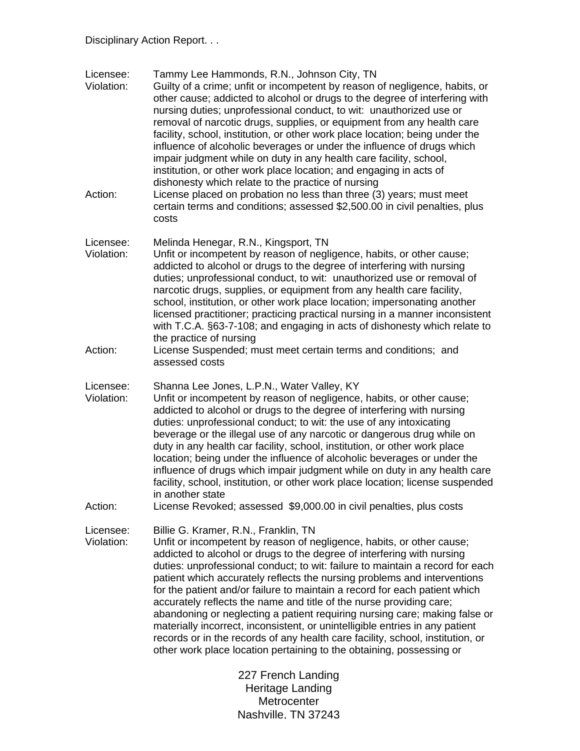Disciplinary Action Report. . .

Licensee: Tammy Lee Hammonds, R.N., Johnson City, TN
Violation: Guilty of a crime; unfit or incompetent by reason of negligence, habits, or other cause; addicted to alcohol or drugs to the degree of interfering with nursing duties; unprofessional conduct, to wit: unauthorized use or removal of narcotic drugs, supplies, or equipment from any health care facility, school, institution, or other work place location; being under the influence of alcoholic beverages or under the influence of drugs which impair judgment while on duty in any health care facility, school, institution, or other work place location; and engaging in acts of dishonesty which relate to the practice of nursing
Action: License placed on probation no less than three (3) years; must meet certain terms and conditions; assessed $2,500.00 in civil penalties, plus costs

Licensee: Melinda Henegar, R.N., Kingsport, TN
Violation: Unfit or incompetent by reason of negligence, habits, or other cause; addicted to alcohol or drugs to the degree of interfering with nursing duties; unprofessional conduct, to wit: unauthorized use or removal of narcotic drugs, supplies, or equipment from any health care facility, school, institution, or other work place location; impersonating another licensed practitioner; practicing practical nursing in a manner inconsistent with T.C.A. §63-7-108; and engaging in acts of dishonesty which relate to the practice of nursing
Action: License Suspended; must meet certain terms and conditions; and assessed costs

Licensee: Shanna Lee Jones, L.P.N., Water Valley, KY
Violation: Unfit or incompetent by reason of negligence, habits, or other cause; addicted to alcohol or drugs to the degree of interfering with nursing duties: unprofessional conduct; to wit: the use of any intoxicating beverage or the illegal use of any narcotic or dangerous drug while on duty in any health car facility, school, institution, or other work place location; being under the influence of alcoholic beverages or under the influence of drugs which impair judgment while on duty in any health care facility, school, institution, or other work place location; license suspended in another state
Action: License Revoked; assessed $9,000.00 in civil penalties, plus costs

Licensee: Billie G. Kramer, R.N., Franklin, TN
Violation: Unfit or incompetent by reason of negligence, habits, or other cause; addicted to alcohol or drugs to the degree of interfering with nursing duties: unprofessional conduct; to wit: failure to maintain a record for each patient which accurately reflects the nursing problems and interventions for the patient and/or failure to maintain a record for each patient which accurately reflects the name and title of the nurse providing care; abandoning or neglecting a patient requiring nursing care; making false or materially incorrect, inconsistent, or unintelligible entries in any patient records or in the records of any health care facility, school, institution, or other work place location pertaining to the obtaining, possessing or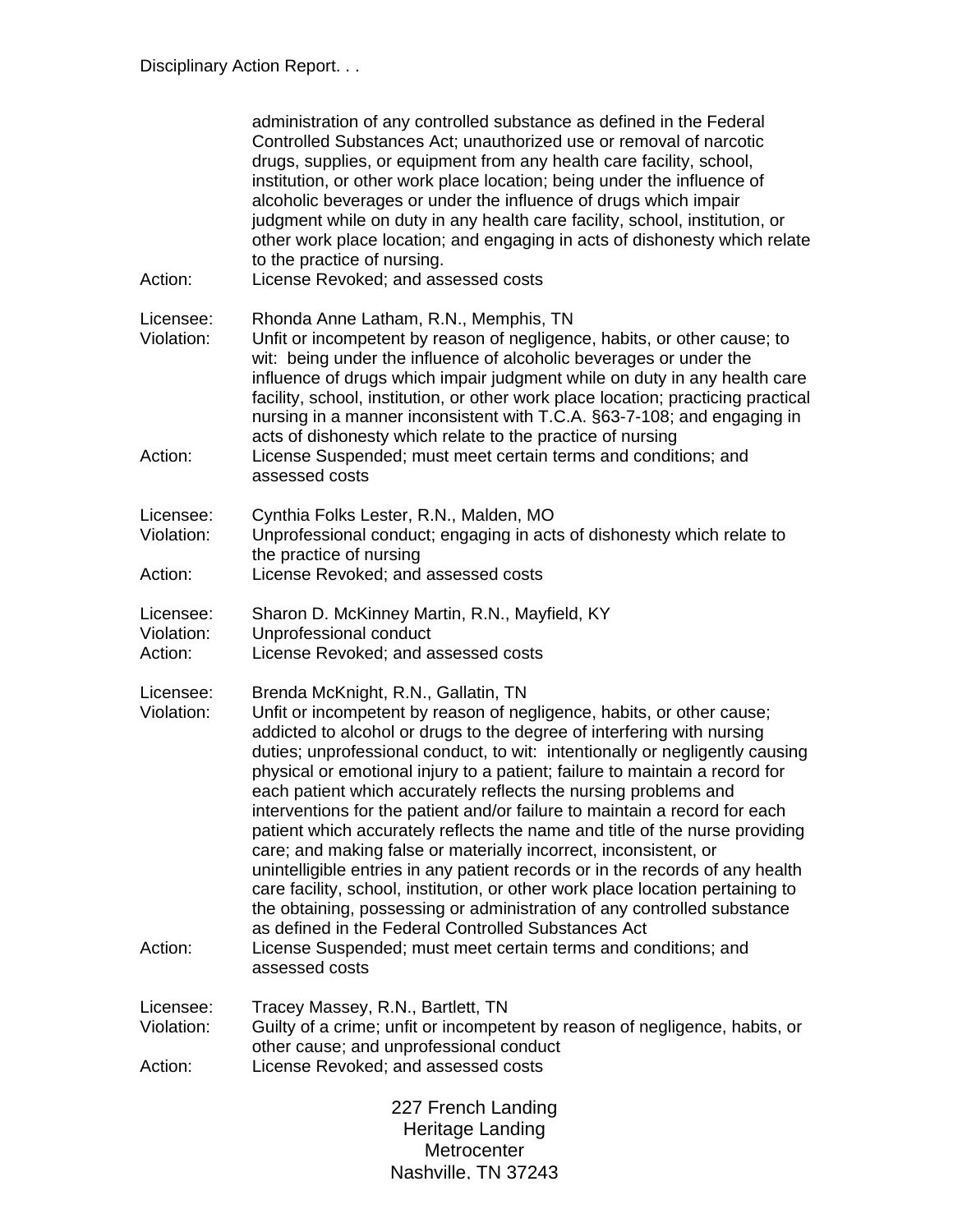administration of any controlled substance as defined in the Federal Controlled Substances Act; unauthorized use or removal of narcotic drugs, supplies, or equipment from any health care facility, school, institution, or other work place location; being under the influence of alcoholic beverages or under the influence of drugs which impair judgment while on duty in any health care facility, school, institution, or other work place location; and engaging in acts of dishonesty which relate to the practice of nursing.

Action: License Revoked; and assessed costs

Licensee: Rhonda Anne Latham, R.N., Memphis, TN

Violation: Unfit or incompetent by reason of negligence, habits, or other cause; to wit: being under the influence of alcoholic beverages or under the influence of drugs which impair judgment while on duty in any health care facility, school, institution, or other work place location; practicing practical nursing in a manner inconsistent with T.C.A. §63-7-108; and engaging in acts of dishonesty which relate to the practice of nursing

Action: License Suspended; must meet certain terms and conditions; and assessed costs

Licensee: Cynthia Folks Lester, R.N., Malden, MO

Violation: Unprofessional conduct; engaging in acts of dishonesty which relate to the practice of nursing

Action: License Revoked; and assessed costs

Licensee: Sharon D. McKinney Martin, R.N., Mayfield, KY

Violation: Unprofessional conduct

Action: License Revoked; and assessed costs

Licensee: Brenda McKnight, R.N., Gallatin, TN

Violation: Unfit or incompetent by reason of negligence, habits, or other cause; addicted to alcohol or drugs to the degree of interfering with nursing duties; unprofessional conduct, to wit: intentionally or negligently causing physical or emotional injury to a patient; failure to maintain a record for each patient which accurately reflects the nursing problems and interventions for the patient and/or failure to maintain a record for each patient which accurately reflects the name and title of the nurse providing care; and making false or materially incorrect, inconsistent, or unintelligible entries in any patient records or in the records of any health care facility, school, institution, or other work place location pertaining to the obtaining, possessing or administration of any controlled substance as defined in the Federal Controlled Substances Act

Action: License Suspended; must meet certain terms and conditions; and assessed costs

Licensee: Tracey Massey, R.N., Bartlett, TN

Violation: Guilty of a crime; unfit or incompetent by reason of negligence, habits, or other cause; and unprofessional conduct

Action: License Revoked; and assessed costs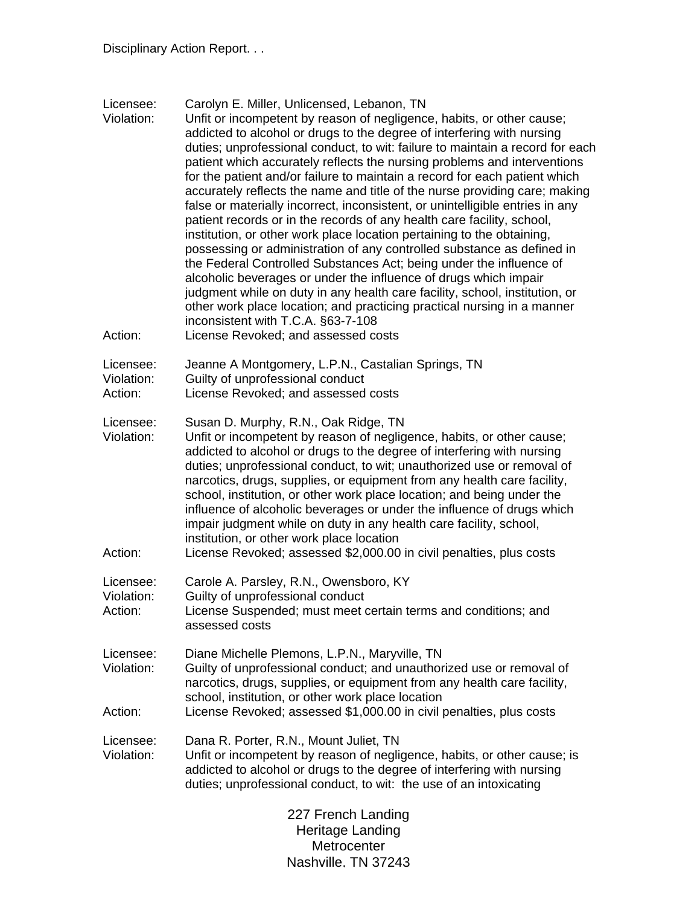Licensee: Carolyn E. Miller, Unlicensed, Lebanon, TN
Violation: Unfit or incompetent by reason of negligence, habits, or other cause; addicted to alcohol or drugs to the degree of interfering with nursing duties; unprofessional conduct, to wit: failure to maintain a record for each patient which accurately reflects the nursing problems and interventions for the patient and/or failure to maintain a record for each patient which accurately reflects the name and title of the nurse providing care; making false or materially incorrect, inconsistent, or unintelligible entries in any patient records or in the records of any health care facility, school, institution, or other work place location pertaining to the obtaining, possessing or administration of any controlled substance as defined in the Federal Controlled Substances Act; being under the influence of alcoholic beverages or under the influence of drugs which impair judgment while on duty in any health care facility, school, institution, or other work place location; and practicing practical nursing in a manner inconsistent with T.C.A. §63-7-108
Action: License Revoked; and assessed costs

Licensee: Jeanne A Montgomery, L.P.N., Castalian Springs, TN
Violation: Guilty of unprofessional conduct
Action: License Revoked; and assessed costs

Licensee: Susan D. Murphy, R.N., Oak Ridge, TN
Violation: Unfit or incompetent by reason of negligence, habits, or other cause; addicted to alcohol or drugs to the degree of interfering with nursing duties; unprofessional conduct, to wit; unauthorized use or removal of narcotics, drugs, supplies, or equipment from any health care facility, school, institution, or other work place location; and being under the influence of alcoholic beverages or under the influence of drugs which impair judgment while on duty in any health care facility, school, institution, or other work place location
Action: License Revoked; assessed $2,000.00 in civil penalties, plus costs

Licensee: Carole A. Parsley, R.N., Owensboro, KY
Violation: Guilty of unprofessional conduct
Action: License Suspended; must meet certain terms and conditions; and assessed costs

Licensee: Diane Michelle Plemons, L.P.N., Maryville, TN
Violation: Guilty of unprofessional conduct; and unauthorized use or removal of narcotics, drugs, supplies, or equipment from any health care facility, school, institution, or other work place location
Action: License Revoked; assessed $1,000.00 in civil penalties, plus costs

Licensee: Dana R. Porter, R.N., Mount Juliet, TN
Violation: Unfit or incompetent by reason of negligence, habits, or other cause; is addicted to alcohol or drugs to the degree of interfering with nursing duties; unprofessional conduct, to wit: the use of an intoxicating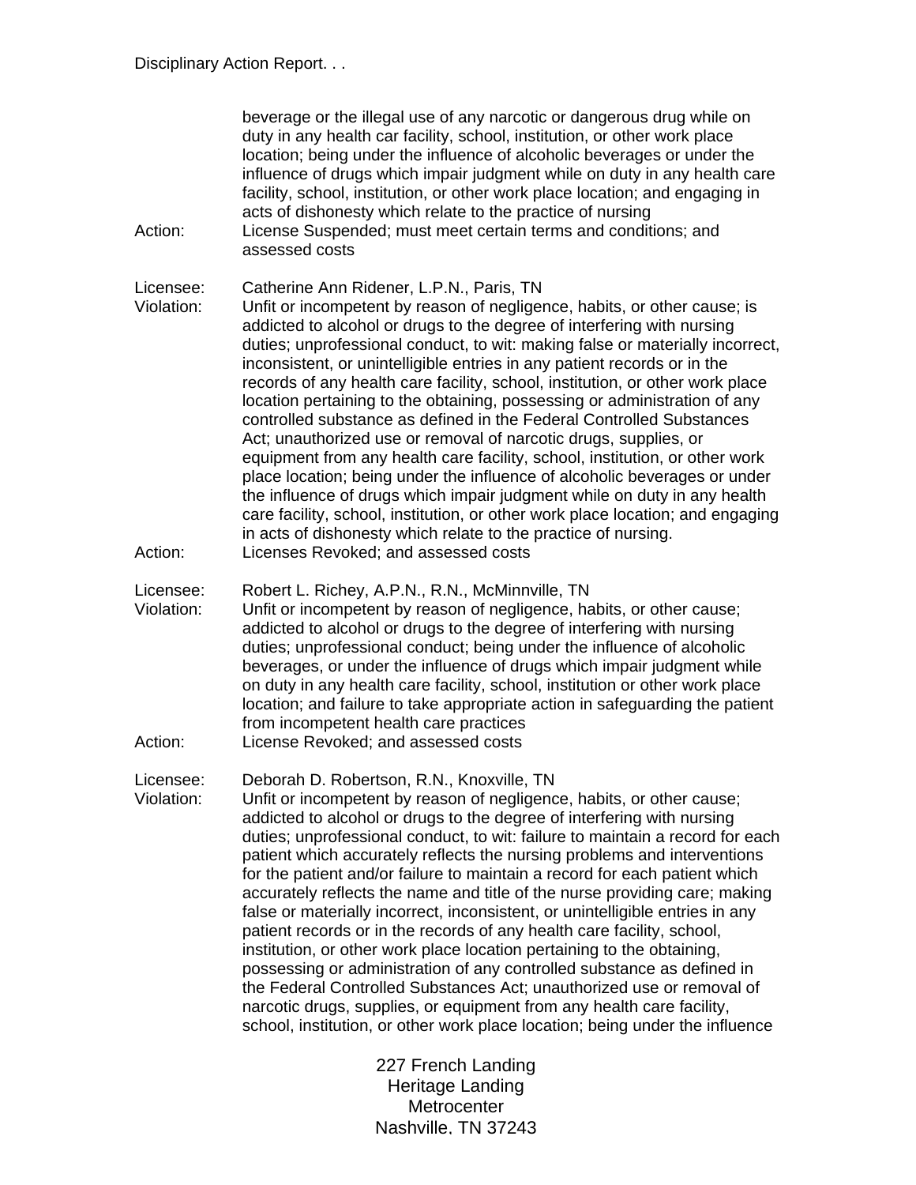beverage or the illegal use of any narcotic or dangerous drug while on duty in any health car facility, school, institution, or other work place location; being under the influence of alcoholic beverages or under the influence of drugs which impair judgment while on duty in any health care facility, school, institution, or other work place location; and engaging in acts of dishonesty which relate to the practice of nursing

Action: License Suspended; must meet certain terms and conditions; and assessed costs

Licensee: Catherine Ann Ridener, L.P.N., Paris, TN

Violation: Unfit or incompetent by reason of negligence, habits, or other cause; is addicted to alcohol or drugs to the degree of interfering with nursing duties; unprofessional conduct, to wit: making false or materially incorrect, inconsistent, or unintelligible entries in any patient records or in the records of any health care facility, school, institution, or other work place location pertaining to the obtaining, possessing or administration of any controlled substance as defined in the Federal Controlled Substances Act; unauthorized use or removal of narcotic drugs, supplies, or equipment from any health care facility, school, institution, or other work place location; being under the influence of alcoholic beverages or under the influence of drugs which impair judgment while on duty in any health care facility, school, institution, or other work place location; and engaging in acts of dishonesty which relate to the practice of nursing.

Action: Licenses Revoked; and assessed costs

Licensee: Robert L. Richey, A.P.N., R.N., McMinnville, TN

Violation: Unfit or incompetent by reason of negligence, habits, or other cause; addicted to alcohol or drugs to the degree of interfering with nursing duties; unprofessional conduct; being under the influence of alcoholic beverages, or under the influence of drugs which impair judgment while on duty in any health care facility, school, institution or other work place location; and failure to take appropriate action in safeguarding the patient from incompetent health care practices

Action: License Revoked; and assessed costs

Licensee: Deborah D. Robertson, R.N., Knoxville, TN

Violation: Unfit or incompetent by reason of negligence, habits, or other cause; addicted to alcohol or drugs to the degree of interfering with nursing duties; unprofessional conduct, to wit: failure to maintain a record for each patient which accurately reflects the nursing problems and interventions for the patient and/or failure to maintain a record for each patient which accurately reflects the name and title of the nurse providing care; making false or materially incorrect, inconsistent, or unintelligible entries in any patient records or in the records of any health care facility, school, institution, or other work place location pertaining to the obtaining, possessing or administration of any controlled substance as defined in the Federal Controlled Substances Act; unauthorized use or removal of narcotic drugs, supplies, or equipment from any health care facility, school, institution, or other work place location; being under the influence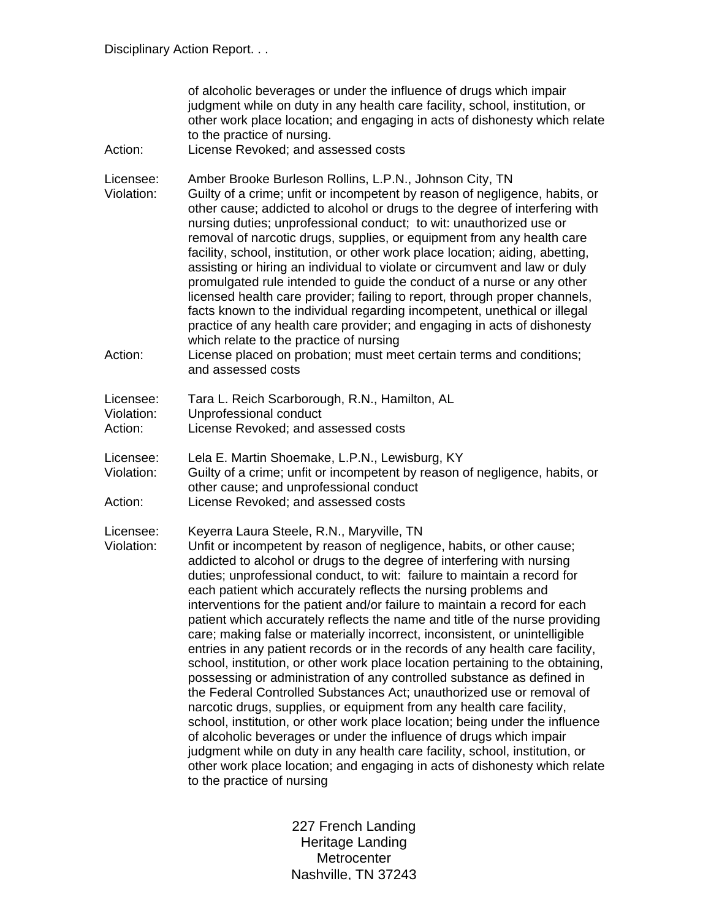of alcoholic beverages or under the influence of drugs which impair judgment while on duty in any health care facility, school, institution, or other work place location; and engaging in acts of dishonesty which relate to the practice of nursing.

Action: License Revoked; and assessed costs

Licensee: Amber Brooke Burleson Rollins, L.P.N., Johnson City, TN

Violation: Guilty of a crime; unfit or incompetent by reason of negligence, habits, or other cause; addicted to alcohol or drugs to the degree of interfering with nursing duties; unprofessional conduct; to wit: unauthorized use or removal of narcotic drugs, supplies, or equipment from any health care facility, school, institution, or other work place location; aiding, abetting, assisting or hiring an individual to violate or circumvent and law or duly promulgated rule intended to guide the conduct of a nurse or any other licensed health care provider; failing to report, through proper channels, facts known to the individual regarding incompetent, unethical or illegal practice of any health care provider; and engaging in acts of dishonesty which relate to the practice of nursing

Action: License placed on probation; must meet certain terms and conditions; and assessed costs

Licensee: Tara L. Reich Scarborough, R.N., Hamilton, AL

Violation: Unprofessional conduct

Action: License Revoked; and assessed costs

Licensee: Lela E. Martin Shoemake, L.P.N., Lewisburg, KY

Violation: Guilty of a crime; unfit or incompetent by reason of negligence, habits, or other cause; and unprofessional conduct

Action: License Revoked; and assessed costs

Licensee: Keyerra Laura Steele, R.N., Maryville, TN

Violation: Unfit or incompetent by reason of negligence, habits, or other cause; addicted to alcohol or drugs to the degree of interfering with nursing duties; unprofessional conduct, to wit: failure to maintain a record for each patient which accurately reflects the nursing problems and interventions for the patient and/or failure to maintain a record for each patient which accurately reflects the name and title of the nurse providing care; making false or materially incorrect, inconsistent, or unintelligible entries in any patient records or in the records of any health care facility, school, institution, or other work place location pertaining to the obtaining, possessing or administration of any controlled substance as defined in the Federal Controlled Substances Act; unauthorized use or removal of narcotic drugs, supplies, or equipment from any health care facility, school, institution, or other work place location; being under the influence of alcoholic beverages or under the influence of drugs which impair judgment while on duty in any health care facility, school, institution, or other work place location; and engaging in acts of dishonesty which relate to the practice of nursing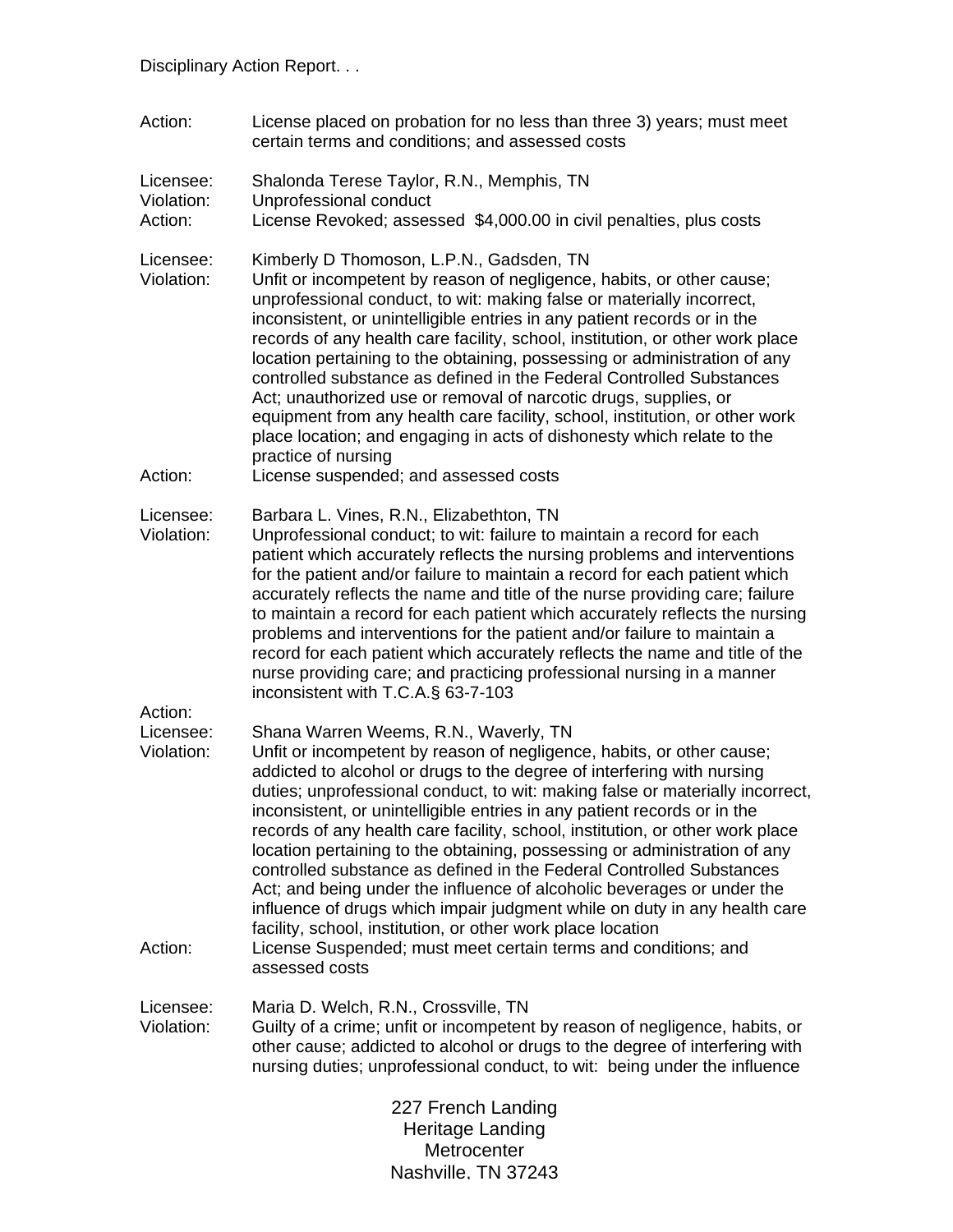Action: License placed on probation for no less than three 3) years; must meet certain terms and conditions; and assessed costs

Licensee: Shalonda Terese Taylor, R.N., Memphis, TN
Violation: Unprofessional conduct
Action: License Revoked; assessed $4,000.00 in civil penalties, plus costs

Licensee: Kimberly D Thomoson, L.P.N., Gadsden, TN
Violation: Unfit or incompetent by reason of negligence, habits, or other cause; unprofessional conduct, to wit: making false or materially incorrect, inconsistent, or unintelligible entries in any patient records or in the records of any health care facility, school, institution, or other work place location pertaining to the obtaining, possessing or administration of any controlled substance as defined in the Federal Controlled Substances Act; unauthorized use or removal of narcotic drugs, supplies, or equipment from any health care facility, school, institution, or other work place location; and engaging in acts of dishonesty which relate to the practice of nursing
Action: License suspended; and assessed costs

Licensee: Barbara L. Vines, R.N., Elizabethton, TN
Violation: Unprofessional conduct; to wit: failure to maintain a record for each patient which accurately reflects the nursing problems and interventions for the patient and/or failure to maintain a record for each patient which accurately reflects the name and title of the nurse providing care; failure to maintain a record for each patient which accurately reflects the nursing problems and interventions for the patient and/or failure to maintain a record for each patient which accurately reflects the name and title of the nurse providing care; and practicing professional nursing in a manner inconsistent with T.C.A.§ 63-7-103
Action:

Licensee: Shana Warren Weems, R.N., Waverly, TN
Violation: Unfit or incompetent by reason of negligence, habits, or other cause; addicted to alcohol or drugs to the degree of interfering with nursing duties; unprofessional conduct, to wit: making false or materially incorrect, inconsistent, or unintelligible entries in any patient records or in the records of any health care facility, school, institution, or other work place location pertaining to the obtaining, possessing or administration of any controlled substance as defined in the Federal Controlled Substances Act; and being under the influence of alcoholic beverages or under the influence of drugs which impair judgment while on duty in any health care facility, school, institution, or other work place location
Action: License Suspended; must meet certain terms and conditions; and assessed costs

Licensee: Maria D. Welch, R.N., Crossville, TN
Violation: Guilty of a crime; unfit or incompetent by reason of negligence, habits, or other cause; addicted to alcohol or drugs to the degree of interfering with nursing duties; unprofessional conduct, to wit: being under the influence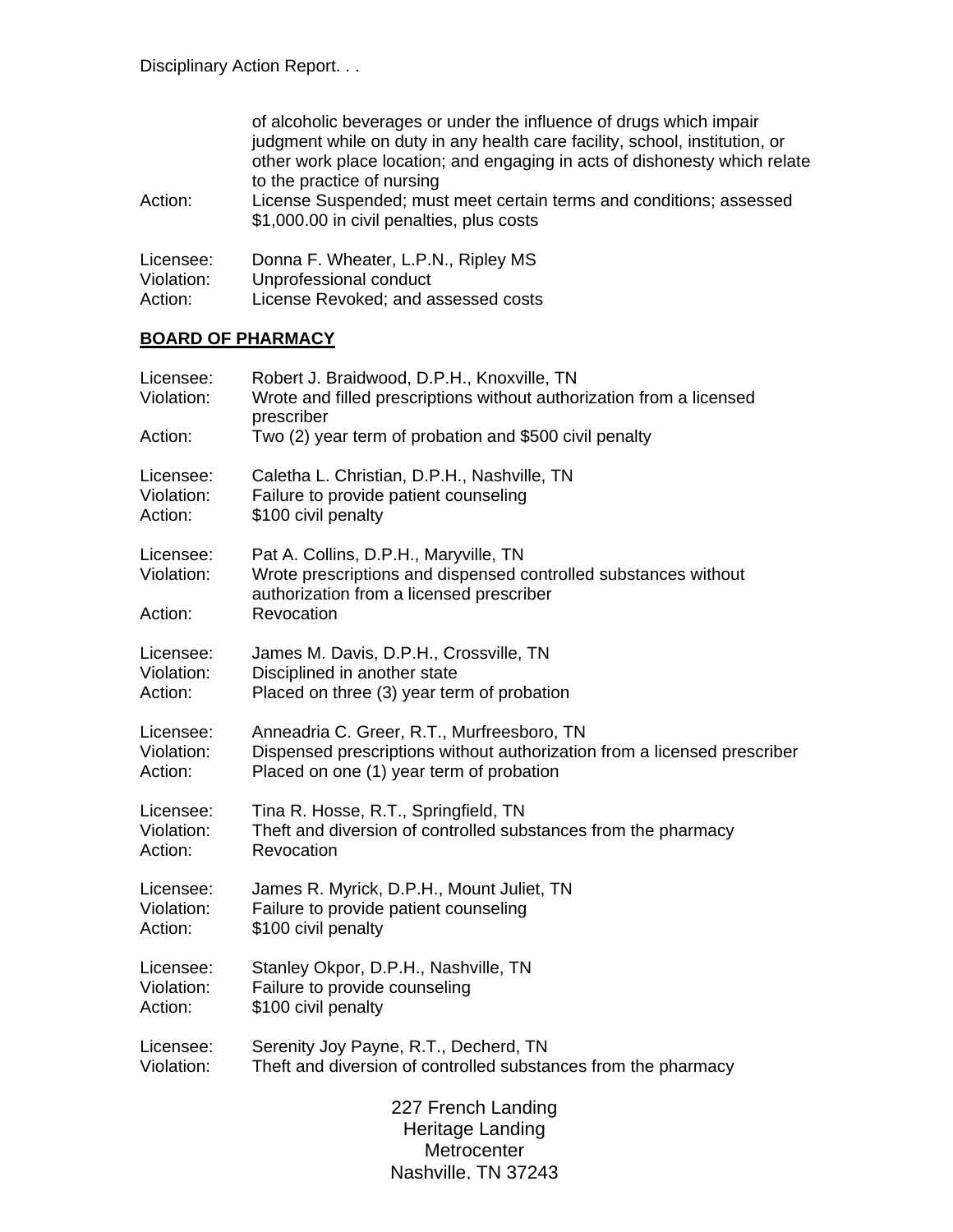of alcoholic beverages or under the influence of drugs which impair judgment while on duty in any health care facility, school, institution, or other work place location; and engaging in acts of dishonesty which relate to the practice of nursing

Action: License Suspended; must meet certain terms and conditions; assessed $1,000.00 in civil penalties, plus costs

Licensee: Donna F. Wheater, L.P.N., Ripley MS
Violation: Unprofessional conduct
Action: License Revoked; and assessed costs

## BOARD OF PHARMACY

Licensee: Robert J. Braidwood, D.P.H., Knoxville, TN
Violation: Wrote and filled prescriptions without authorization from a licensed prescriber
Action: Two (2) year term of probation and $500 civil penalty

Licensee: Caletha L. Christian, D.P.H., Nashville, TN
Violation: Failure to provide patient counseling
Action: $100 civil penalty

Licensee: Pat A. Collins, D.P.H., Maryville, TN
Violation: Wrote prescriptions and dispensed controlled substances without authorization from a licensed prescriber
Action: Revocation

Licensee: James M. Davis, D.P.H., Crossville, TN
Violation: Disciplined in another state
Action: Placed on three (3) year term of probation

Licensee: Anneadria C. Greer, R.T., Murfreesboro, TN
Violation: Dispensed prescriptions without authorization from a licensed prescriber
Action: Placed on one (1) year term of probation

Licensee: Tina R. Hosse, R.T., Springfield, TN
Violation: Theft and diversion of controlled substances from the pharmacy
Action: Revocation

Licensee: James R. Myrick, D.P.H., Mount Juliet, TN
Violation: Failure to provide patient counseling
Action: $100 civil penalty

Licensee: Stanley Okpor, D.P.H., Nashville, TN
Violation: Failure to provide counseling
Action: $100 civil penalty

Licensee: Serenity Joy Payne, R.T., Decherd, TN
Violation: Theft and diversion of controlled substances from the pharmacy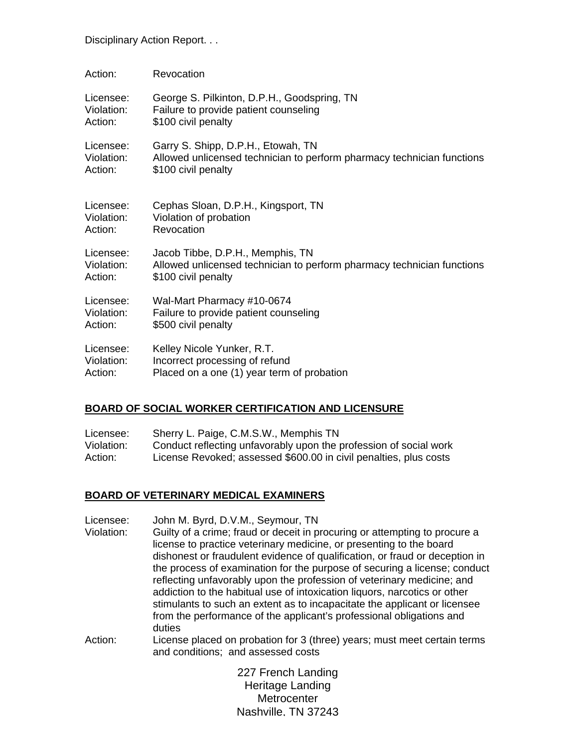Action: Revocation

Licensee: George S. Pilkinton, D.P.H., Goodspring, TN
Violation: Failure to provide patient counseling
Action: $100 civil penalty

Licensee: Garry S. Shipp, D.P.H., Etowah, TN
Violation: Allowed unlicensed technician to perform pharmacy technician functions
Action: $100 civil penalty

Licensee: Cephas Sloan, D.P.H., Kingsport, TN
Violation: Violation of probation
Action: Revocation

Licensee: Jacob Tibbe, D.P.H., Memphis, TN
Violation: Allowed unlicensed technician to perform pharmacy technician functions
Action: $100 civil penalty

Licensee: Wal-Mart Pharmacy #10-0674
Violation: Failure to provide patient counseling
Action: $500 civil penalty

Licensee: Kelley Nicole Yunker, R.T.
Violation: Incorrect processing of refund
Action: Placed on a one (1) year term of probation

## BOARD OF SOCIAL WORKER CERTIFICATION AND LICENSURE

Licensee: Sherry L. Paige, C.M.S.W., Memphis TN
Violation: Conduct reflecting unfavorably upon the profession of social work
Action: License Revoked; assessed $600.00 in civil penalties, plus costs

## BOARD OF VETERINARY MEDICAL EXAMINERS

Licensee: John M. Byrd, D.V.M., Seymour, TN
Violation: Guilty of a crime; fraud or deceit in procuring or attempting to procure a license to practice veterinary medicine, or presenting to the board dishonest or fraudulent evidence of qualification, or fraud or deception in the process of examination for the purpose of securing a license; conduct reflecting unfavorably upon the profession of veterinary medicine; and addiction to the habitual use of intoxication liquors, narcotics or other stimulants to such an extent as to incapacitate the applicant or licensee from the performance of the applicant's professional obligations and duties
Action: License placed on probation for 3 (three) years; must meet certain terms and conditions; and assessed costs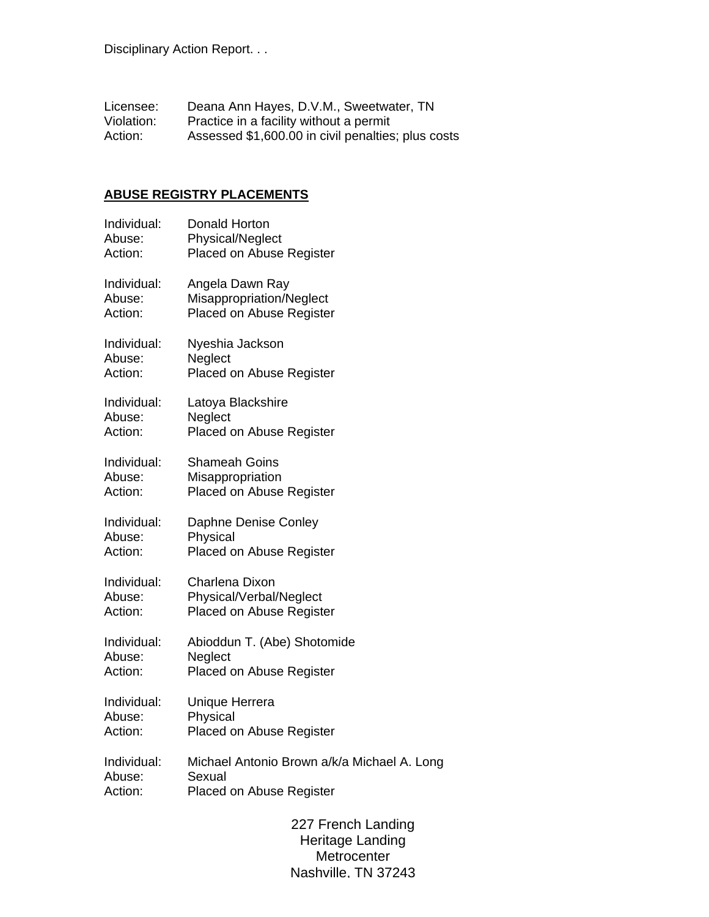Disciplinary Action Report. . .

Licensee: Deana Ann Hayes, D.V.M., Sweetwater, TN
Violation: Practice in a facility without a permit
Action: Assessed $1,600.00 in civil penalties; plus costs

**ABUSE REGISTRY PLACEMENTS**

Individual: Donald Horton
Abuse: Physical/Neglect
Action: Placed on Abuse Register

Individual: Angela Dawn Ray
Abuse: Misappropriation/Neglect
Action: Placed on Abuse Register

Individual: Nyeshia Jackson
Abuse: Neglect
Action: Placed on Abuse Register

Individual: Latoya Blackshire
Abuse: Neglect
Action: Placed on Abuse Register

Individual: Shameah Goins
Abuse: Misappropriation
Action: Placed on Abuse Register

Individual: Daphne Denise Conley
Abuse: Physical
Action: Placed on Abuse Register

Individual: Charlena Dixon
Abuse: Physical/Verbal/Neglect
Action: Placed on Abuse Register

Individual: Abioddun T. (Abe) Shotomide
Abuse: Neglect
Action: Placed on Abuse Register

Individual: Unique Herrera
Abuse: Physical
Action: Placed on Abuse Register

Individual: Michael Antonio Brown a/k/a Michael A. Long
Abuse: Sexual
Action: Placed on Abuse Register

227 French Landing
Heritage Landing
Metrocenter
Nashville, TN 37243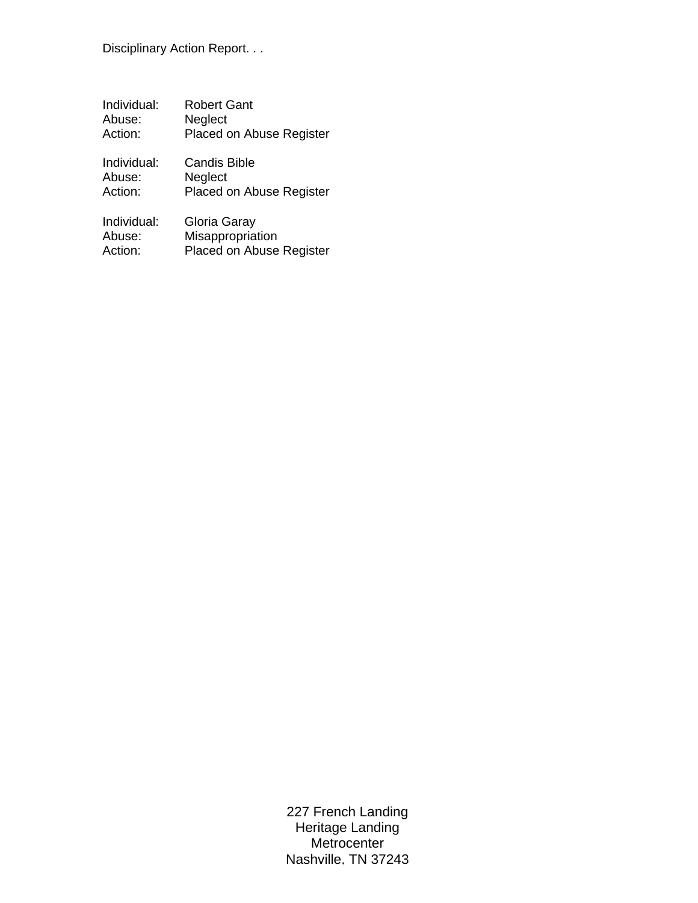Disciplinary Action Report. . .

Individual: Robert Gant
Abuse: Neglect
Action: Placed on Abuse Register

Individual: Candis Bible
Abuse: Neglect
Action: Placed on Abuse Register

Individual: Gloria Garay
Abuse: Misappropriation
Action: Placed on Abuse Register